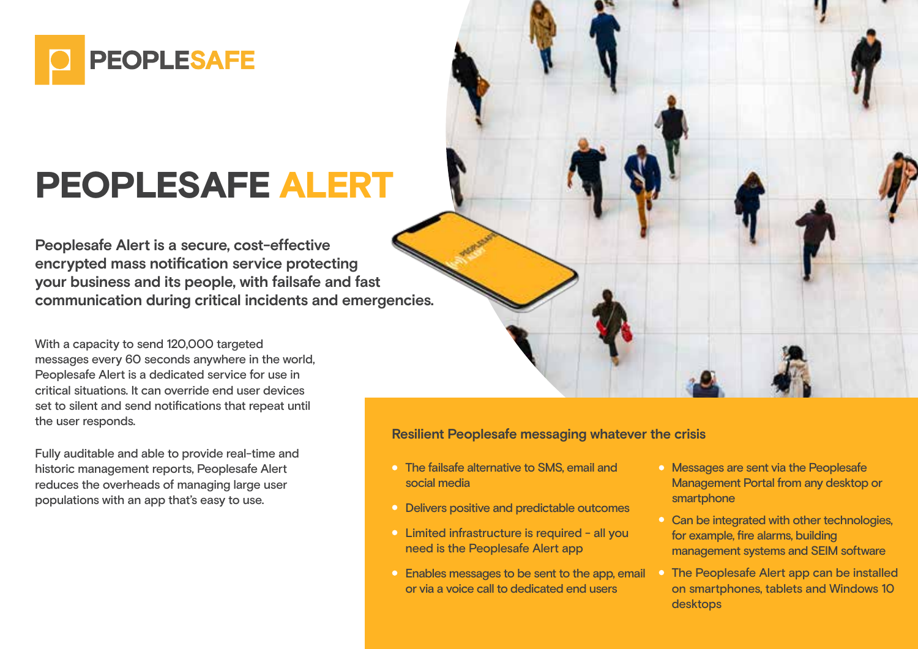# PEOPLESAFE ALERT

**Peoplesafe Alert is a secure, cost-effective encrypted mass notification service protecting your business and its people, with failsafe and fast communication during critical incidents and emergencies.**

With a capacity to send 120,000 targeted messages every 60 seconds anywhere in the world, Peoplesafe Alert is a dedicated service for use in critical situations. It can override end user devices set to silent and send notifications that repeat until the user responds.

Fully auditable and able to provide real-time and historic management reports, Peoplesafe Alert reduces the overheads of managing large user populations with an app that's easy to use.

## Resilient Peoplesafe messaging whatever the crisis

- The failsafe alternative to SMS, email and social media
- Delivers positive and predictable outcomes
- Limited infrastructure is required - all you need is the Peoplesafe Alert app
- Enables messages to be sent to the app, email or via a voice call to dedicated end users
- Messages are sent via the Peoplesafe Management Portal from any desktop or smartphone
- Can be integrated with other technologies, for example, fire alarms, building management systems and SEIM software
- The Peoplesafe Alert app can be installed on smartphones, tablets and Windows 10 desktops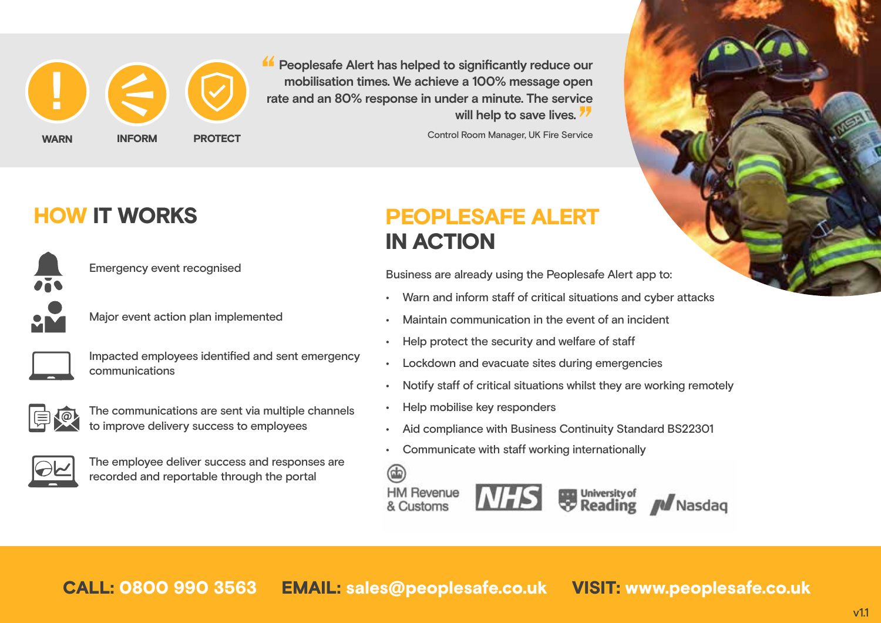WARN

INFORM

PROTECT

"Peoplesafe Alert has helped to significantly reduce our mobilisation times. We achieve a 100% message open rate and an 80% response in under a minute. The service will help to save lives."

Control Room Manager, UK Fire Service

## HOW IT WORKS

Emergency event recognised

Major event action plan implemented

Impacted employees identified and sent emergency communications

The communications are sent via multiple channels to improve delivery success to employees

The employee deliver success and responses are recorded and reportable through the portal

## PEOPLESAFE ALERT IN ACTION

Business are already using the Peoplesafe Alert app to:

- Warn and inform staff of critical situations and cyber attacks
- Maintain communication in the event of an incident
- Help protect the security and welfare of staff
- Lockdown and evacuate sites during emergencies
- Notify staff of critical situations whilst they are working remotely
- Help mobilise key responders
- Aid compliance with Business Continuity Standard BS22301
- Communicate with staff working internationally

HM Revenue & Customs NHS University of Reading Nasdaq

**CALL: 0800 990 3563** **EMAIL: sales@peoplesafe.co.uk** **VISIT: www.peoplesafe.co.uk**

v1.1